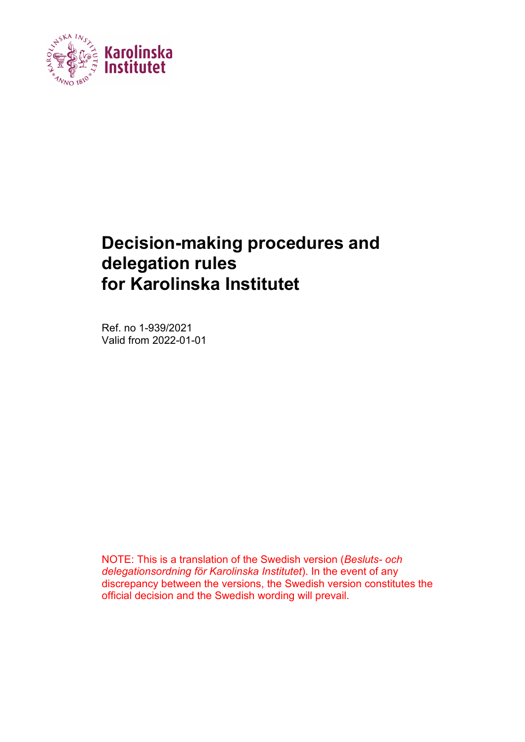# Decision-making procedures and delegation rules for Karolinska Institutet

Ref. no 1-939/2021
Valid from 2022-01-01

NOTE: This is a translation of the Swedish version (*Besluts- och delegationsordning för Karolinska Institutet*). In the event of any discrepancy between the versions, the Swedish version constitutes the official decision and the Swedish wording will prevail.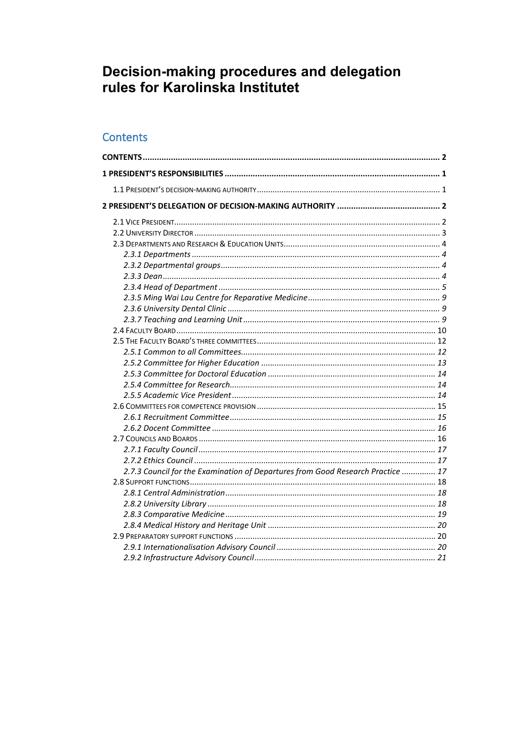# Decision-making procedures and delegation rules for Karolinska Institutet

## Contents

**CONTENTS** .......... **2**

**1 PRESIDENT'S RESPONSIBILITIES** .......... **1**

- 1.1 PRESIDENT'S DECISION-MAKING AUTHORITY .......... 1

**2 PRESIDENT'S DELEGATION OF DECISION-MAKING AUTHORITY** .......... **2**

- 2.1 VICE PRESIDENT .......... 2
- 2.2 UNIVERSITY DIRECTOR .......... 3
- 2.3 DEPARTMENTS AND RESEARCH & EDUCATION UNITS .......... 4
  - *2.3.1 Departments* .......... *4*
  - *2.3.2 Departmental groups* .......... *4*
  - *2.3.3 Dean* .......... *4*
  - *2.3.4 Head of Department* .......... *5*
  - *2.3.5 Ming Wai Lau Centre for Reparative Medicine* .......... *9*
  - *2.3.6 University Dental Clinic* .......... *9*
  - *2.3.7 Teaching and Learning Unit* .......... *9*
- 2.4 FACULTY BOARD .......... 10
- 2.5 THE FACULTY BOARD'S THREE COMMITTEES .......... 12
  - *2.5.1 Common to all Committees* .......... *12*
  - *2.5.2 Committee for Higher Education* .......... *13*
  - *2.5.3 Committee for Doctoral Education* .......... *14*
  - *2.5.4 Committee for Research* .......... *14*
  - *2.5.5 Academic Vice President* .......... *14*
- 2.6 COMMITTEES FOR COMPETENCE PROVISION .......... 15
  - *2.6.1 Recruitment Committee* .......... *15*
  - *2.6.2 Docent Committee* .......... *16*
- 2.7 COUNCILS AND BOARDS .......... 16
  - *2.7.1 Faculty Council* .......... *17*
  - *2.7.2 Ethics Council* .......... *17*
  - *2.7.3 Council for the Examination of Departures from Good Research Practice* .......... *17*
- 2.8 SUPPORT FUNCTIONS .......... 18
  - *2.8.1 Central Administration* .......... *18*
  - *2.8.2 University Library* .......... *18*
  - *2.8.3 Comparative Medicine* .......... *19*
  - *2.8.4 Medical History and Heritage Unit* .......... *20*
- 2.9 PREPARATORY SUPPORT FUNCTIONS .......... 20
  - *2.9.1 Internationalisation Advisory Council* .......... *20*
  - *2.9.2 Infrastructure Advisory Council* .......... *21*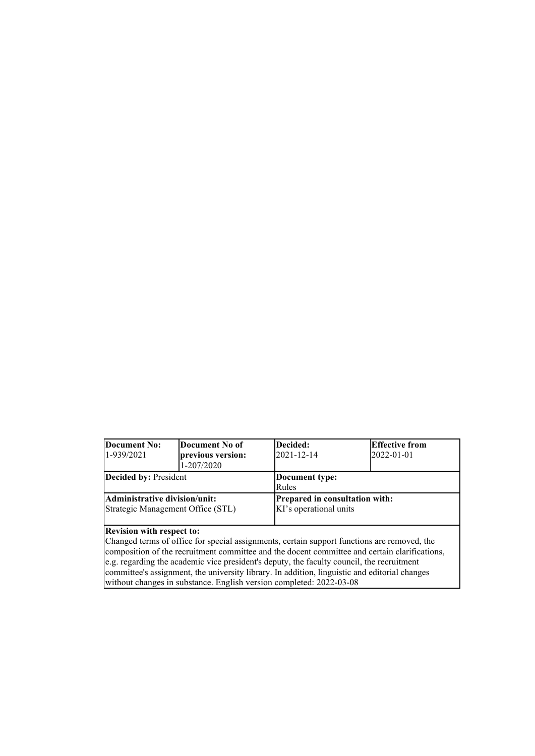| **Document No:** 1-939/2021 | **Document No of previous version:** 1-207/2020 | **Decided:** 2021-12-14 | **Effective from** 2022-01-01 |
|---|---|---|---|
| **Decided by:** President | | **Document type:** Rules | |
| **Administrative division/unit:** Strategic Management Office (STL) | | **Prepared in consultation with:** KI's operational units | |
| **Revision with respect to:** Changed terms of office for special assignments, certain support functions are removed, the composition of the recruitment committee and the docent committee and certain clarifications, e.g. regarding the academic vice president's deputy, the faculty council, the recruitment committee's assignment, the university library. In addition, linguistic and editorial changes without changes in substance. English version completed: 2022-03-08 | | | |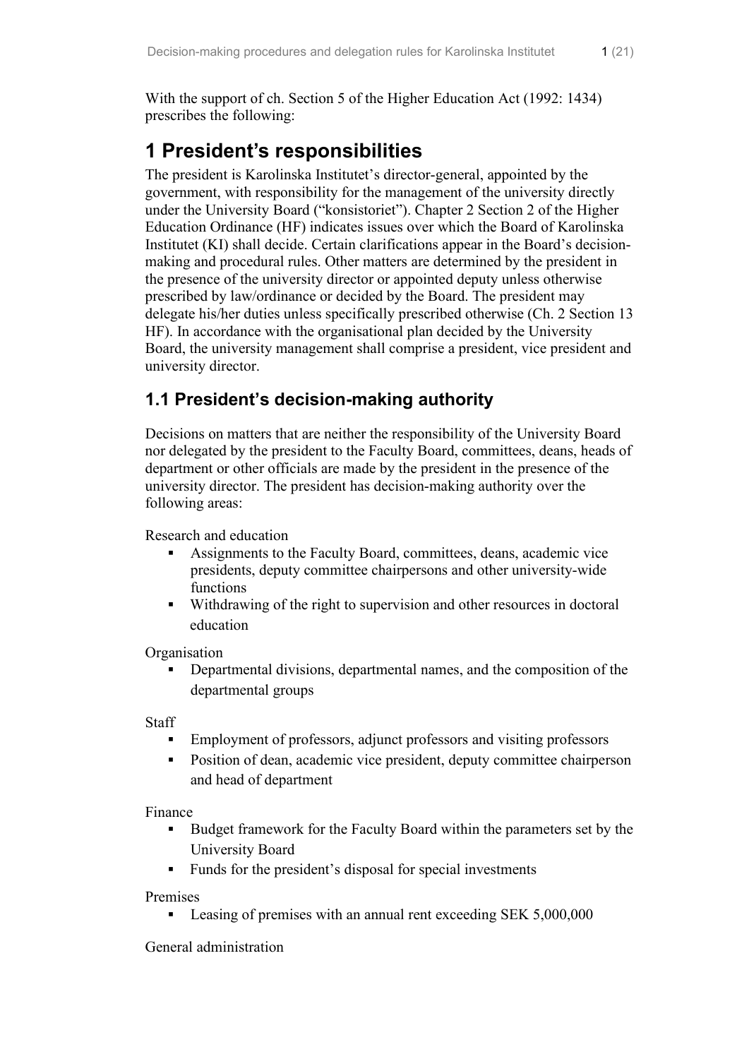With the support of ch. Section 5 of the Higher Education Act (1992: 1434) prescribes the following:

# 1 President's responsibilities

The president is Karolinska Institutet's director-general, appointed by the government, with responsibility for the management of the university directly under the University Board ("konsistoriet"). Chapter 2 Section 2 of the Higher Education Ordinance (HF) indicates issues over which the Board of Karolinska Institutet (KI) shall decide. Certain clarifications appear in the Board's decision-making and procedural rules. Other matters are determined by the president in the presence of the university director or appointed deputy unless otherwise prescribed by law/ordinance or decided by the Board. The president may delegate his/her duties unless specifically prescribed otherwise (Ch. 2 Section 13 HF). In accordance with the organisational plan decided by the University Board, the university management shall comprise a president, vice president and university director.

## 1.1 President's decision-making authority

Decisions on matters that are neither the responsibility of the University Board nor delegated by the president to the Faculty Board, committees, deans, heads of department or other officials are made by the president in the presence of the university director. The president has decision-making authority over the following areas:

Research and education

- Assignments to the Faculty Board, committees, deans, academic vice presidents, deputy committee chairpersons and other university-wide functions
- Withdrawing of the right to supervision and other resources in doctoral education

Organisation

- Departmental divisions, departmental names, and the composition of the departmental groups

Staff

- Employment of professors, adjunct professors and visiting professors
- Position of dean, academic vice president, deputy committee chairperson and head of department

Finance

- Budget framework for the Faculty Board within the parameters set by the University Board
- Funds for the president's disposal for special investments

Premises

- Leasing of premises with an annual rent exceeding SEK 5,000,000

General administration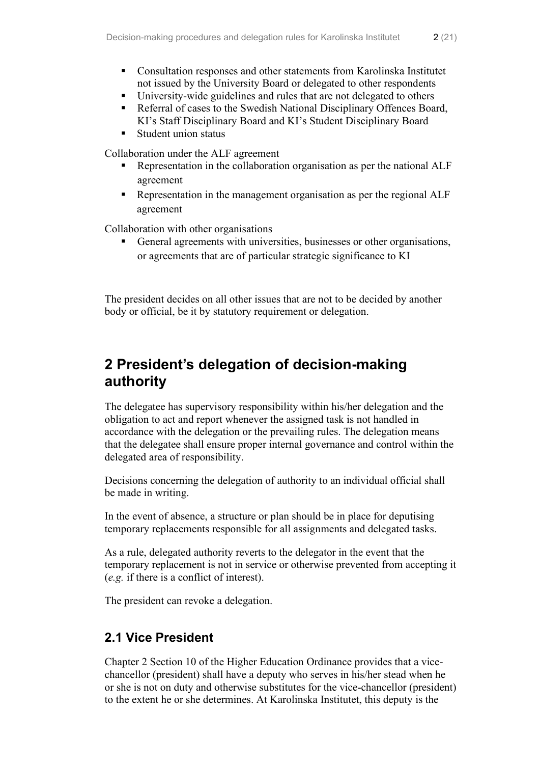- Consultation responses and other statements from Karolinska Institutet not issued by the University Board or delegated to other respondents
- University-wide guidelines and rules that are not delegated to others
- Referral of cases to the Swedish National Disciplinary Offences Board, KI's Staff Disciplinary Board and KI's Student Disciplinary Board
- Student union status

Collaboration under the ALF agreement

- Representation in the collaboration organisation as per the national ALF agreement
- Representation in the management organisation as per the regional ALF agreement

Collaboration with other organisations

- General agreements with universities, businesses or other organisations, or agreements that are of particular strategic significance to KI

The president decides on all other issues that are not to be decided by another body or official, be it by statutory requirement or delegation.

# 2 President's delegation of decision-making authority

The delegatee has supervisory responsibility within his/her delegation and the obligation to act and report whenever the assigned task is not handled in accordance with the delegation or the prevailing rules. The delegation means that the delegatee shall ensure proper internal governance and control within the delegated area of responsibility.

Decisions concerning the delegation of authority to an individual official shall be made in writing.

In the event of absence, a structure or plan should be in place for deputising temporary replacements responsible for all assignments and delegated tasks.

As a rule, delegated authority reverts to the delegator in the event that the temporary replacement is not in service or otherwise prevented from accepting it (*e.g.* if there is a conflict of interest).

The president can revoke a delegation.

## 2.1 Vice President

Chapter 2 Section 10 of the Higher Education Ordinance provides that a vice-chancellor (president) shall have a deputy who serves in his/her stead when he or she is not on duty and otherwise substitutes for the vice-chancellor (president) to the extent he or she determines. At Karolinska Institutet, this deputy is the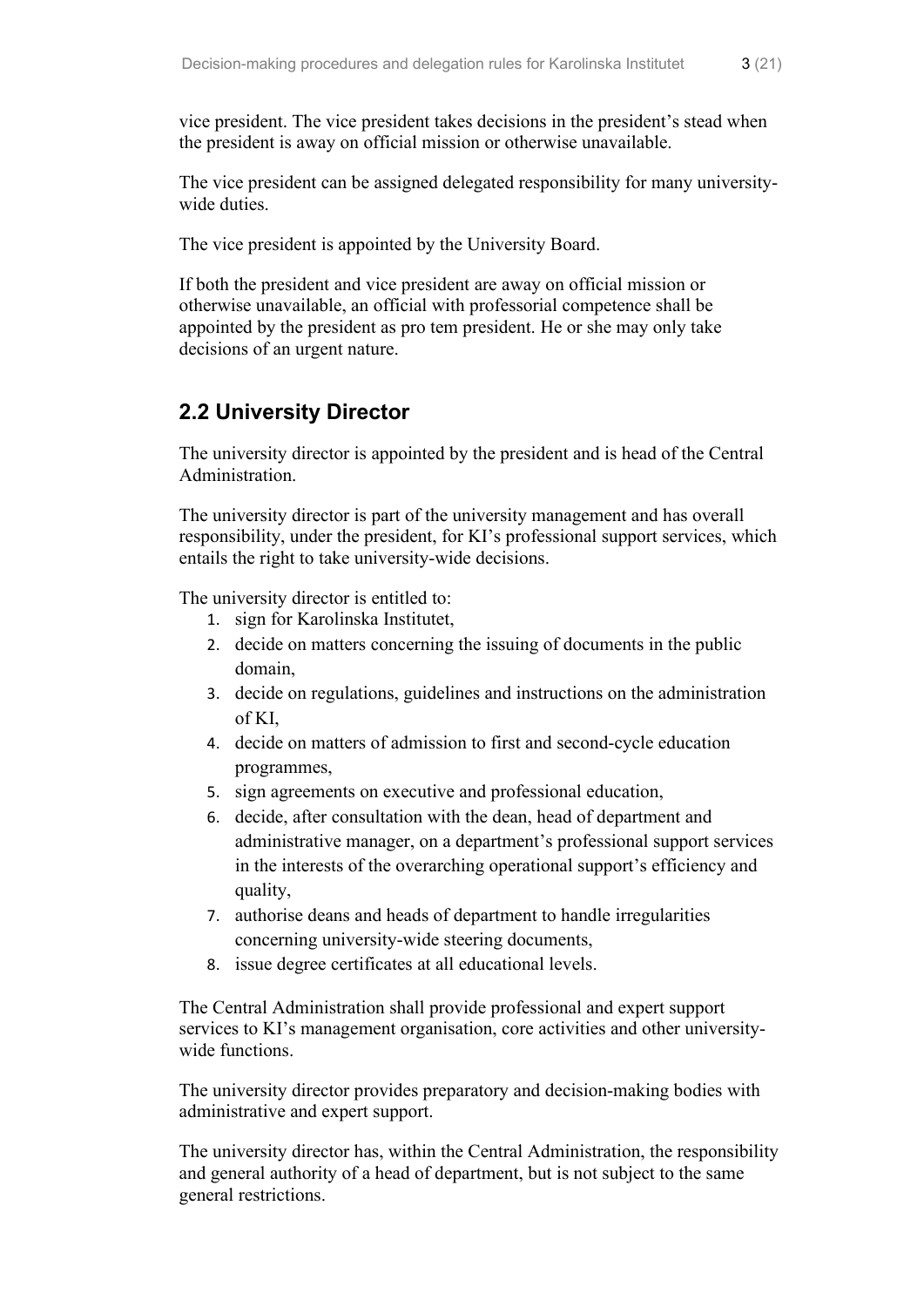vice president. The vice president takes decisions in the president's stead when the president is away on official mission or otherwise unavailable.

The vice president can be assigned delegated responsibility for many university-wide duties.

The vice president is appointed by the University Board.

If both the president and vice president are away on official mission or otherwise unavailable, an official with professorial competence shall be appointed by the president as pro tem president. He or she may only take decisions of an urgent nature.

## 2.2 University Director

The university director is appointed by the president and is head of the Central Administration.

The university director is part of the university management and has overall responsibility, under the president, for KI's professional support services, which entails the right to take university-wide decisions.

The university director is entitled to:

1. sign for Karolinska Institutet,
2. decide on matters concerning the issuing of documents in the public domain,
3. decide on regulations, guidelines and instructions on the administration of KI,
4. decide on matters of admission to first and second-cycle education programmes,
5. sign agreements on executive and professional education,
6. decide, after consultation with the dean, head of department and administrative manager, on a department's professional support services in the interests of the overarching operational support's efficiency and quality,
7. authorise deans and heads of department to handle irregularities concerning university-wide steering documents,
8. issue degree certificates at all educational levels.

The Central Administration shall provide professional and expert support services to KI's management organisation, core activities and other university-wide functions.

The university director provides preparatory and decision-making bodies with administrative and expert support.

The university director has, within the Central Administration, the responsibility and general authority of a head of department, but is not subject to the same general restrictions.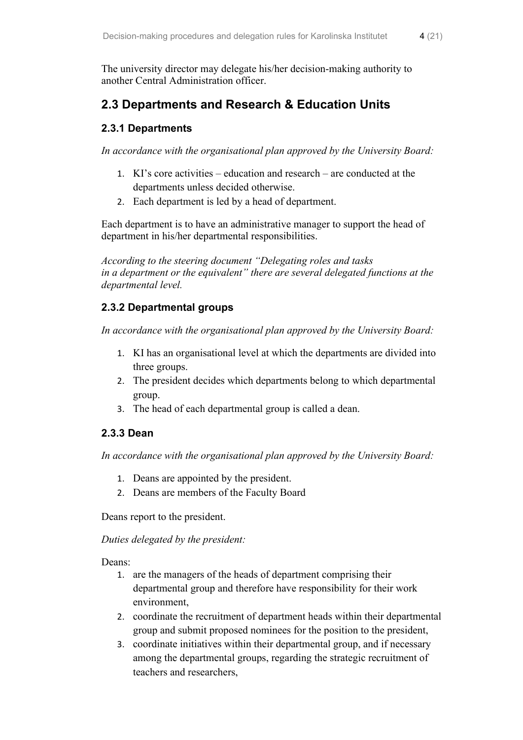The university director may delegate his/her decision-making authority to another Central Administration officer.

## 2.3 Departments and Research & Education Units

### 2.3.1 Departments

*In accordance with the organisational plan approved by the University Board:*

1. KI's core activities – education and research – are conducted at the departments unless decided otherwise.
2. Each department is led by a head of department.

Each department is to have an administrative manager to support the head of department in his/her departmental responsibilities.

*According to the steering document "Delegating roles and tasks in a department or the equivalent" there are several delegated functions at the departmental level.*

### 2.3.2 Departmental groups

*In accordance with the organisational plan approved by the University Board:*

1. KI has an organisational level at which the departments are divided into three groups.
2. The president decides which departments belong to which departmental group.
3. The head of each departmental group is called a dean.

### 2.3.3 Dean

*In accordance with the organisational plan approved by the University Board:*

1. Deans are appointed by the president.
2. Deans are members of the Faculty Board

Deans report to the president.

*Duties delegated by the president:*

Deans:

1. are the managers of the heads of department comprising their departmental group and therefore have responsibility for their work environment,
2. coordinate the recruitment of department heads within their departmental group and submit proposed nominees for the position to the president,
3. coordinate initiatives within their departmental group, and if necessary among the departmental groups, regarding the strategic recruitment of teachers and researchers,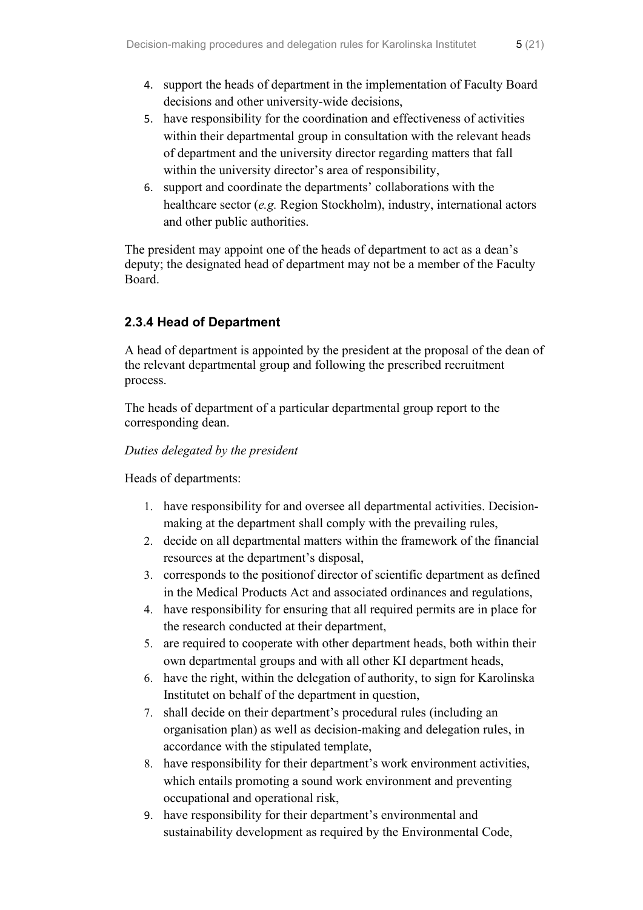4. support the heads of department in the implementation of Faculty Board decisions and other university-wide decisions,
5. have responsibility for the coordination and effectiveness of activities within their departmental group in consultation with the relevant heads of department and the university director regarding matters that fall within the university director's area of responsibility,
6. support and coordinate the departments' collaborations with the healthcare sector (*e.g.* Region Stockholm), industry, international actors and other public authorities.

The president may appoint one of the heads of department to act as a dean's deputy; the designated head of department may not be a member of the Faculty Board.

### 2.3.4 Head of Department

A head of department is appointed by the president at the proposal of the dean of the relevant departmental group and following the prescribed recruitment process.

The heads of department of a particular departmental group report to the corresponding dean.

*Duties delegated by the president*

Heads of departments:

1. have responsibility for and oversee all departmental activities. Decision-making at the department shall comply with the prevailing rules,
2. decide on all departmental matters within the framework of the financial resources at the department's disposal,
3. corresponds to the positionof director of scientific department as defined in the Medical Products Act and associated ordinances and regulations,
4. have responsibility for ensuring that all required permits are in place for the research conducted at their department,
5. are required to cooperate with other department heads, both within their own departmental groups and with all other KI department heads,
6. have the right, within the delegation of authority, to sign for Karolinska Institutet on behalf of the department in question,
7. shall decide on their department's procedural rules (including an organisation plan) as well as decision-making and delegation rules, in accordance with the stipulated template,
8. have responsibility for their department's work environment activities, which entails promoting a sound work environment and preventing occupational and operational risk,
9. have responsibility for their department's environmental and sustainability development as required by the Environmental Code,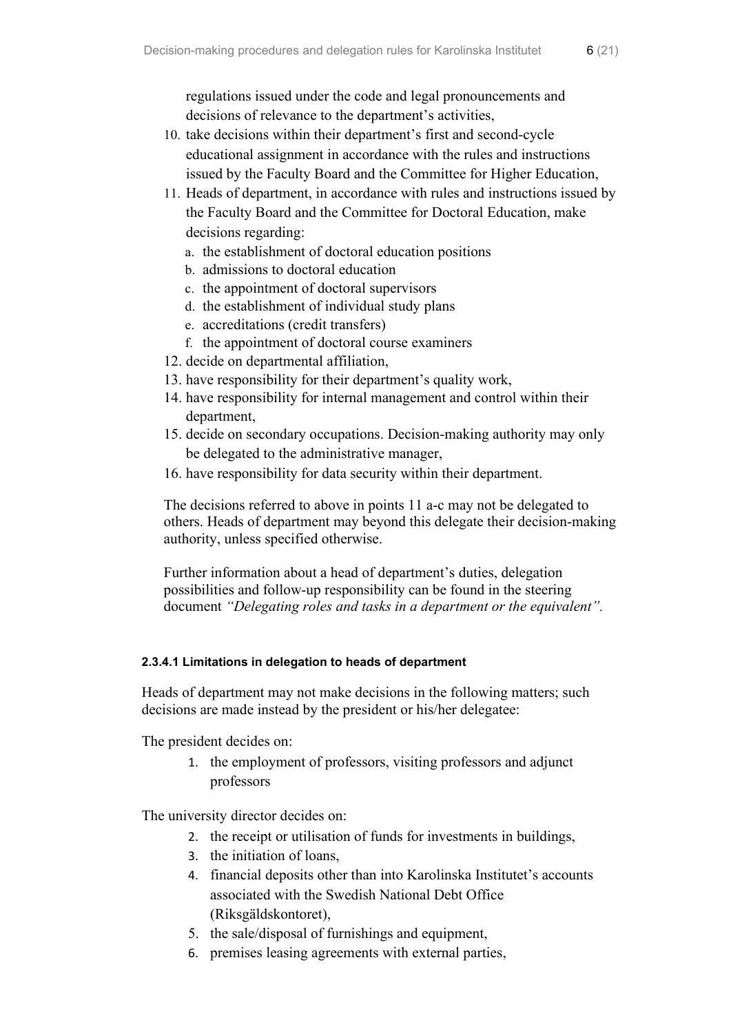regulations issued under the code and legal pronouncements and decisions of relevance to the department's activities,

10. take decisions within their department's first and second-cycle educational assignment in accordance with the rules and instructions issued by the Faculty Board and the Committee for Higher Education,
11. Heads of department, in accordance with rules and instructions issued by the Faculty Board and the Committee for Doctoral Education, make decisions regarding:
    a. the establishment of doctoral education positions
    b. admissions to doctoral education
    c. the appointment of doctoral supervisors
    d. the establishment of individual study plans
    e. accreditations (credit transfers)
    f. the appointment of doctoral course examiners
12. decide on departmental affiliation,
13. have responsibility for their department's quality work,
14. have responsibility for internal management and control within their department,
15. decide on secondary occupations. Decision-making authority may only be delegated to the administrative manager,
16. have responsibility for data security within their department.

The decisions referred to above in points 11 a-c may not be delegated to others. Heads of department may beyond this delegate their decision-making authority, unless specified otherwise.

Further information about a head of department's duties, delegation possibilities and follow-up responsibility can be found in the steering document *"Delegating roles and tasks in a department or the equivalent".*

#### 2.3.4.1 Limitations in delegation to heads of department

Heads of department may not make decisions in the following matters; such decisions are made instead by the president or his/her delegatee:

The president decides on:

1. the employment of professors, visiting professors and adjunct professors

The university director decides on:

2. the receipt or utilisation of funds for investments in buildings,
3. the initiation of loans,
4. financial deposits other than into Karolinska Institutet's accounts associated with the Swedish National Debt Office (Riksgäldskontoret),
5. the sale/disposal of furnishings and equipment,
6. premises leasing agreements with external parties,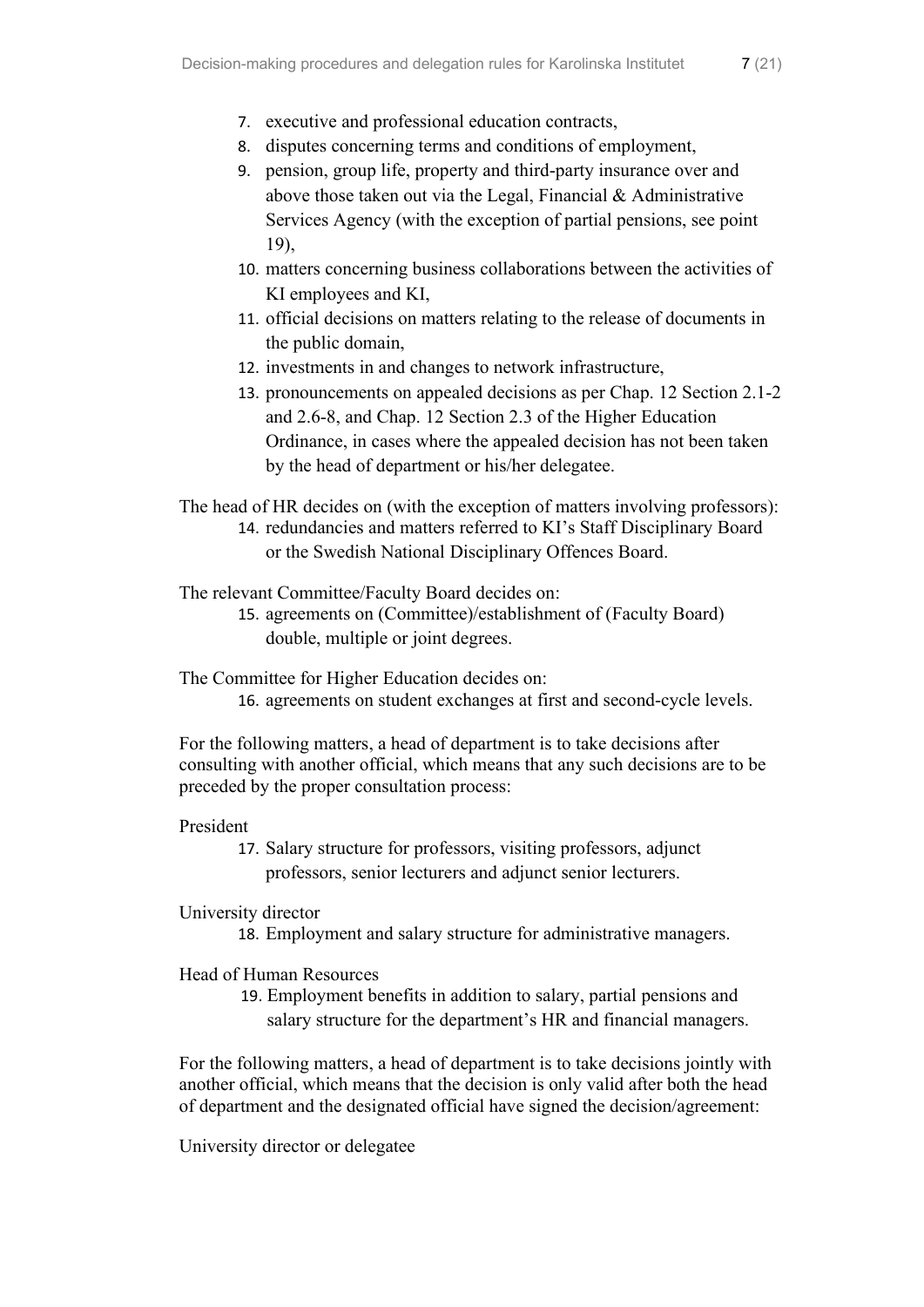7. executive and professional education contracts,
8. disputes concerning terms and conditions of employment,
9. pension, group life, property and third-party insurance over and above those taken out via the Legal, Financial & Administrative Services Agency (with the exception of partial pensions, see point 19),
10. matters concerning business collaborations between the activities of KI employees and KI,
11. official decisions on matters relating to the release of documents in the public domain,
12. investments in and changes to network infrastructure,
13. pronouncements on appealed decisions as per Chap. 12 Section 2.1-2 and 2.6-8, and Chap. 12 Section 2.3 of the Higher Education Ordinance, in cases where the appealed decision has not been taken by the head of department or his/her delegatee.

The head of HR decides on (with the exception of matters involving professors):

14. redundancies and matters referred to KI's Staff Disciplinary Board or the Swedish National Disciplinary Offences Board.

The relevant Committee/Faculty Board decides on:

15. agreements on (Committee)/establishment of (Faculty Board) double, multiple or joint degrees.

The Committee for Higher Education decides on:

16. agreements on student exchanges at first and second-cycle levels.

For the following matters, a head of department is to take decisions after consulting with another official, which means that any such decisions are to be preceded by the proper consultation process:

President

17. Salary structure for professors, visiting professors, adjunct professors, senior lecturers and adjunct senior lecturers.

University director

18. Employment and salary structure for administrative managers.

Head of Human Resources

19. Employment benefits in addition to salary, partial pensions and salary structure for the department's HR and financial managers.

For the following matters, a head of department is to take decisions jointly with another official, which means that the decision is only valid after both the head of department and the designated official have signed the decision/agreement:

University director or delegatee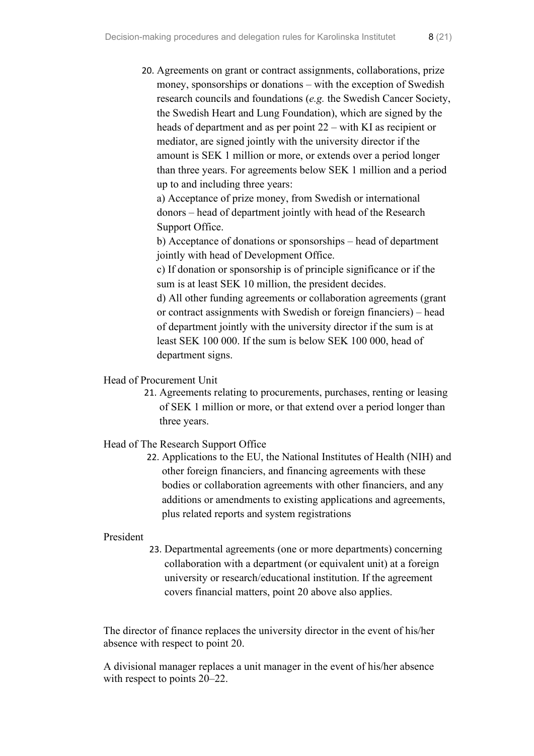20. Agreements on grant or contract assignments, collaborations, prize money, sponsorships or donations – with the exception of Swedish research councils and foundations (*e.g.* the Swedish Cancer Society, the Swedish Heart and Lung Foundation), which are signed by the heads of department and as per point 22 – with KI as recipient or mediator, are signed jointly with the university director if the amount is SEK 1 million or more, or extends over a period longer than three years. For agreements below SEK 1 million and a period up to and including three years:
    a) Acceptance of prize money, from Swedish or international donors – head of department jointly with head of the Research Support Office.
    b) Acceptance of donations or sponsorships – head of department jointly with head of Development Office.
    c) If donation or sponsorship is of principle significance or if the sum is at least SEK 10 million, the president decides.
    d) All other funding agreements or collaboration agreements (grant or contract assignments with Swedish or foreign financiers) – head of department jointly with the university director if the sum is at least SEK 100 000. If the sum is below SEK 100 000, head of department signs.

Head of Procurement Unit

21. Agreements relating to procurements, purchases, renting or leasing of SEK 1 million or more, or that extend over a period longer than three years.

Head of The Research Support Office

22. Applications to the EU, the National Institutes of Health (NIH) and other foreign financiers, and financing agreements with these bodies or collaboration agreements with other financiers, and any additions or amendments to existing applications and agreements, plus related reports and system registrations

President

23. Departmental agreements (one or more departments) concerning collaboration with a department (or equivalent unit) at a foreign university or research/educational institution. If the agreement covers financial matters, point 20 above also applies.

The director of finance replaces the university director in the event of his/her absence with respect to point 20.

A divisional manager replaces a unit manager in the event of his/her absence with respect to points 20–22.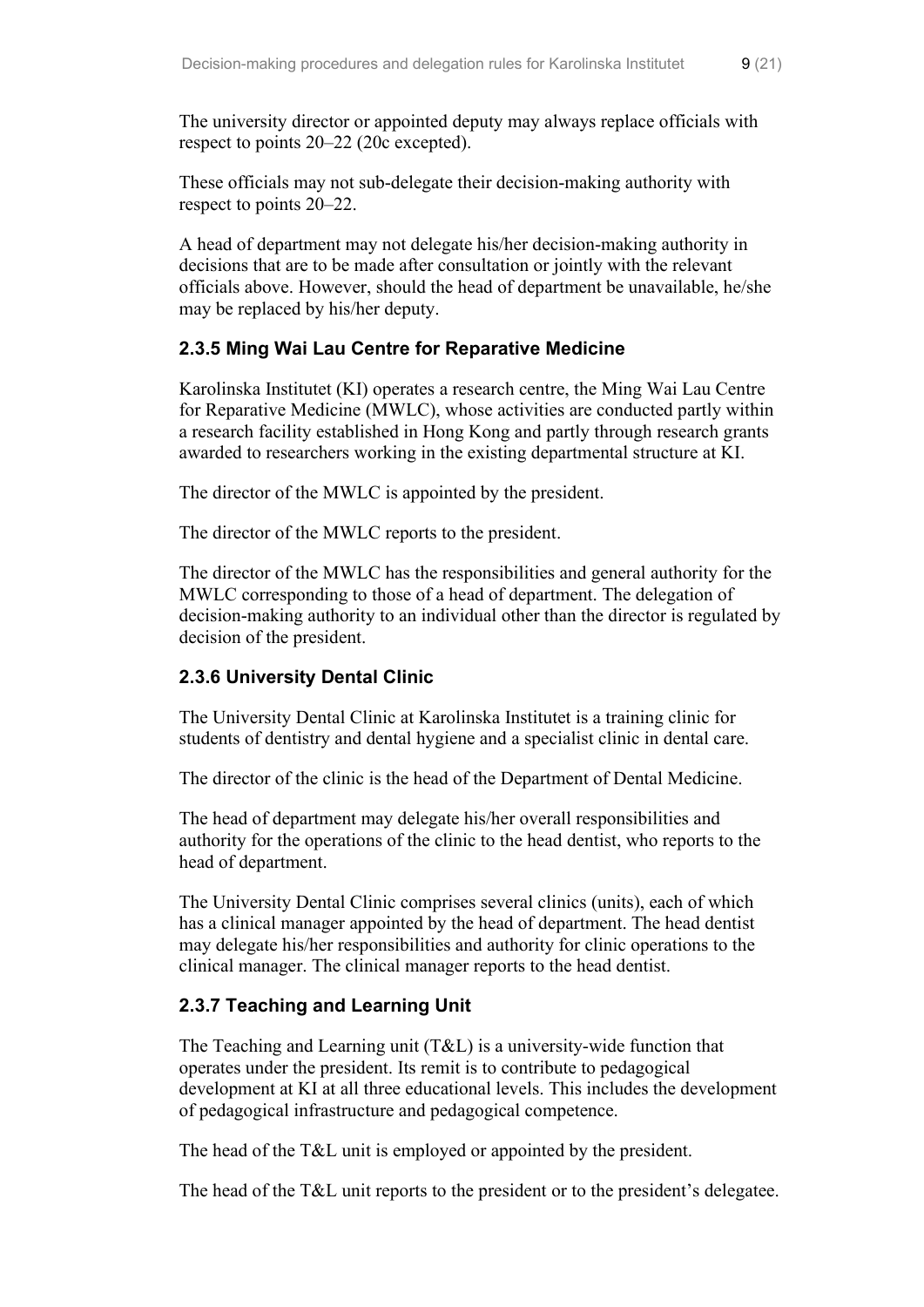The university director or appointed deputy may always replace officials with respect to points 20–22 (20c excepted).

These officials may not sub-delegate their decision-making authority with respect to points 20–22.

A head of department may not delegate his/her decision-making authority in decisions that are to be made after consultation or jointly with the relevant officials above. However, should the head of department be unavailable, he/she may be replaced by his/her deputy.

### 2.3.5 Ming Wai Lau Centre for Reparative Medicine

Karolinska Institutet (KI) operates a research centre, the Ming Wai Lau Centre for Reparative Medicine (MWLC), whose activities are conducted partly within a research facility established in Hong Kong and partly through research grants awarded to researchers working in the existing departmental structure at KI.

The director of the MWLC is appointed by the president.

The director of the MWLC reports to the president.

The director of the MWLC has the responsibilities and general authority for the MWLC corresponding to those of a head of department. The delegation of decision-making authority to an individual other than the director is regulated by decision of the president.

### 2.3.6 University Dental Clinic

The University Dental Clinic at Karolinska Institutet is a training clinic for students of dentistry and dental hygiene and a specialist clinic in dental care.

The director of the clinic is the head of the Department of Dental Medicine.

The head of department may delegate his/her overall responsibilities and authority for the operations of the clinic to the head dentist, who reports to the head of department.

The University Dental Clinic comprises several clinics (units), each of which has a clinical manager appointed by the head of department. The head dentist may delegate his/her responsibilities and authority for clinic operations to the clinical manager. The clinical manager reports to the head dentist.

### 2.3.7 Teaching and Learning Unit

The Teaching and Learning unit (T&L) is a university-wide function that operates under the president. Its remit is to contribute to pedagogical development at KI at all three educational levels. This includes the development of pedagogical infrastructure and pedagogical competence.

The head of the T&L unit is employed or appointed by the president.

The head of the T&L unit reports to the president or to the president's delegatee.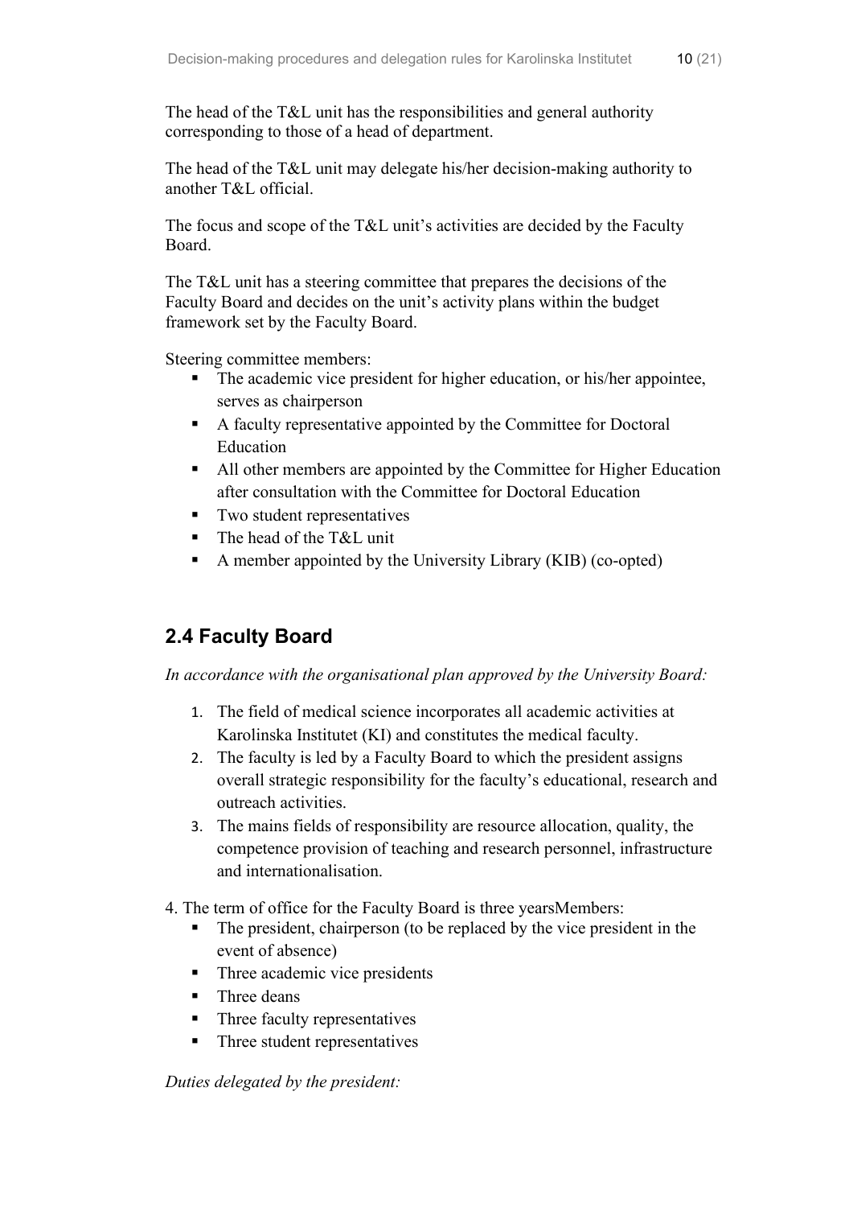The head of the T&L unit has the responsibilities and general authority corresponding to those of a head of department.

The head of the T&L unit may delegate his/her decision-making authority to another T&L official.

The focus and scope of the T&L unit's activities are decided by the Faculty Board.

The T&L unit has a steering committee that prepares the decisions of the Faculty Board and decides on the unit's activity plans within the budget framework set by the Faculty Board.

Steering committee members:

- The academic vice president for higher education, or his/her appointee, serves as chairperson
- A faculty representative appointed by the Committee for Doctoral Education
- All other members are appointed by the Committee for Higher Education after consultation with the Committee for Doctoral Education
- Two student representatives
- The head of the T&L unit
- A member appointed by the University Library (KIB) (co-opted)

## 2.4 Faculty Board

*In accordance with the organisational plan approved by the University Board:*

1. The field of medical science incorporates all academic activities at Karolinska Institutet (KI) and constitutes the medical faculty.
2. The faculty is led by a Faculty Board to which the president assigns overall strategic responsibility for the faculty's educational, research and outreach activities.
3. The mains fields of responsibility are resource allocation, quality, the competence provision of teaching and research personnel, infrastructure and internationalisation.

4. The term of office for the Faculty Board is three yearsMembers:

- The president, chairperson (to be replaced by the vice president in the event of absence)
- Three academic vice presidents
- Three deans
- Three faculty representatives
- Three student representatives

*Duties delegated by the president:*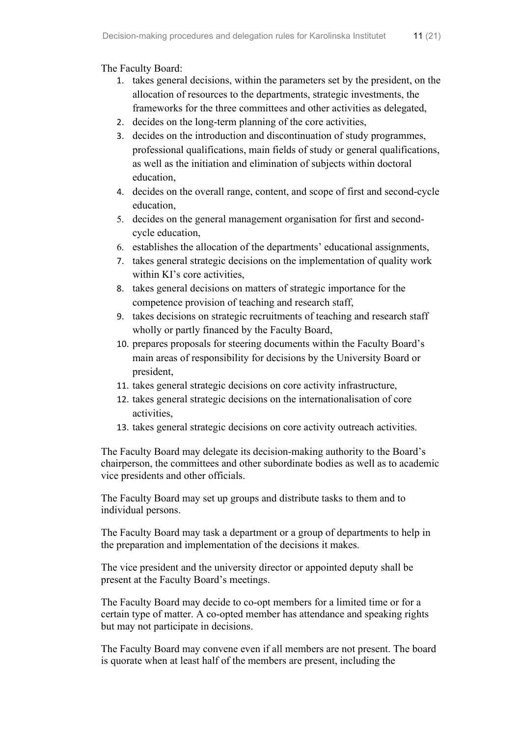The Faculty Board:

1. takes general decisions, within the parameters set by the president, on the allocation of resources to the departments, strategic investments, the frameworks for the three committees and other activities as delegated,
2. decides on the long-term planning of the core activities,
3. decides on the introduction and discontinuation of study programmes, professional qualifications, main fields of study or general qualifications, as well as the initiation and elimination of subjects within doctoral education,
4. decides on the overall range, content, and scope of first and second-cycle education,
5. decides on the general management organisation for first and second-cycle education,
6. establishes the allocation of the departments' educational assignments,
7. takes general strategic decisions on the implementation of quality work within KI's core activities,
8. takes general decisions on matters of strategic importance for the competence provision of teaching and research staff,
9. takes decisions on strategic recruitments of teaching and research staff wholly or partly financed by the Faculty Board,
10. prepares proposals for steering documents within the Faculty Board's main areas of responsibility for decisions by the University Board or president,
11. takes general strategic decisions on core activity infrastructure,
12. takes general strategic decisions on the internationalisation of core activities,
13. takes general strategic decisions on core activity outreach activities.

The Faculty Board may delegate its decision-making authority to the Board's chairperson, the committees and other subordinate bodies as well as to academic vice presidents and other officials.

The Faculty Board may set up groups and distribute tasks to them and to individual persons.

The Faculty Board may task a department or a group of departments to help in the preparation and implementation of the decisions it makes.

The vice president and the university director or appointed deputy shall be present at the Faculty Board's meetings.

The Faculty Board may decide to co-opt members for a limited time or for a certain type of matter. A co-opted member has attendance and speaking rights but may not participate in decisions.

The Faculty Board may convene even if all members are not present. The board is quorate when at least half of the members are present, including the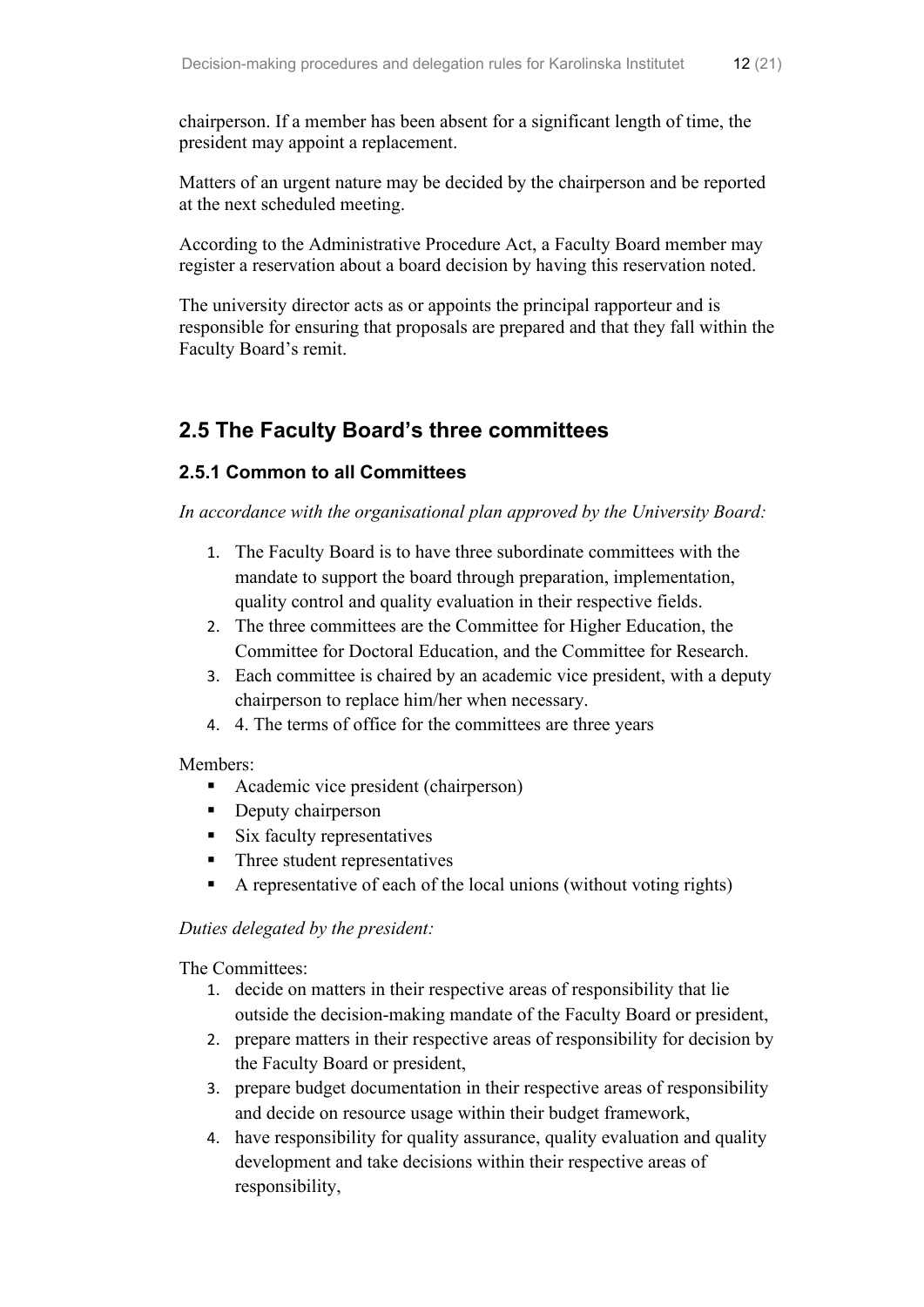chairperson. If a member has been absent for a significant length of time, the president may appoint a replacement.

Matters of an urgent nature may be decided by the chairperson and be reported at the next scheduled meeting.

According to the Administrative Procedure Act, a Faculty Board member may register a reservation about a board decision by having this reservation noted.

The university director acts as or appoints the principal rapporteur and is responsible for ensuring that proposals are prepared and that they fall within the Faculty Board's remit.

## 2.5 The Faculty Board's three committees

### 2.5.1 Common to all Committees

*In accordance with the organisational plan approved by the University Board:*

1. The Faculty Board is to have three subordinate committees with the mandate to support the board through preparation, implementation, quality control and quality evaluation in their respective fields.
2. The three committees are the Committee for Higher Education, the Committee for Doctoral Education, and the Committee for Research.
3. Each committee is chaired by an academic vice president, with a deputy chairperson to replace him/her when necessary.
4. 4. The terms of office for the committees are three years

Members:

- Academic vice president (chairperson)
- Deputy chairperson
- Six faculty representatives
- Three student representatives
- A representative of each of the local unions (without voting rights)

*Duties delegated by the president:*

The Committees:

1. decide on matters in their respective areas of responsibility that lie outside the decision-making mandate of the Faculty Board or president,
2. prepare matters in their respective areas of responsibility for decision by the Faculty Board or president,
3. prepare budget documentation in their respective areas of responsibility and decide on resource usage within their budget framework,
4. have responsibility for quality assurance, quality evaluation and quality development and take decisions within their respective areas of responsibility,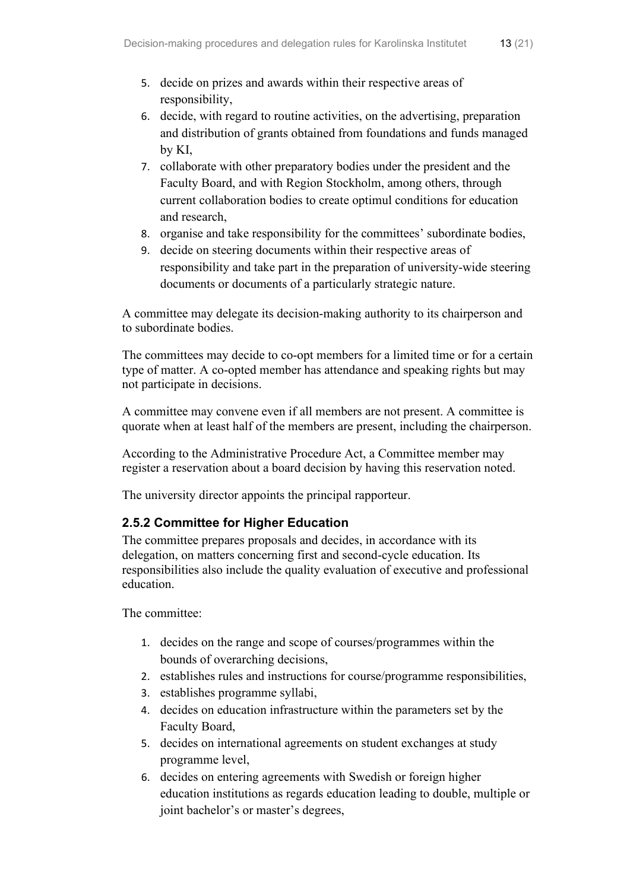5. decide on prizes and awards within their respective areas of responsibility,
6. decide, with regard to routine activities, on the advertising, preparation and distribution of grants obtained from foundations and funds managed by KI,
7. collaborate with other preparatory bodies under the president and the Faculty Board, and with Region Stockholm, among others, through current collaboration bodies to create optimul conditions for education and research,
8. organise and take responsibility for the committees' subordinate bodies,
9. decide on steering documents within their respective areas of responsibility and take part in the preparation of university-wide steering documents or documents of a particularly strategic nature.

A committee may delegate its decision-making authority to its chairperson and to subordinate bodies.

The committees may decide to co-opt members for a limited time or for a certain type of matter. A co-opted member has attendance and speaking rights but may not participate in decisions.

A committee may convene even if all members are not present. A committee is quorate when at least half of the members are present, including the chairperson.

According to the Administrative Procedure Act, a Committee member may register a reservation about a board decision by having this reservation noted.

The university director appoints the principal rapporteur.

### 2.5.2 Committee for Higher Education

The committee prepares proposals and decides, in accordance with its delegation, on matters concerning first and second-cycle education. Its responsibilities also include the quality evaluation of executive and professional education.

The committee:

1. decides on the range and scope of courses/programmes within the bounds of overarching decisions,
2. establishes rules and instructions for course/programme responsibilities,
3. establishes programme syllabi,
4. decides on education infrastructure within the parameters set by the Faculty Board,
5. decides on international agreements on student exchanges at study programme level,
6. decides on entering agreements with Swedish or foreign higher education institutions as regards education leading to double, multiple or joint bachelor's or master's degrees,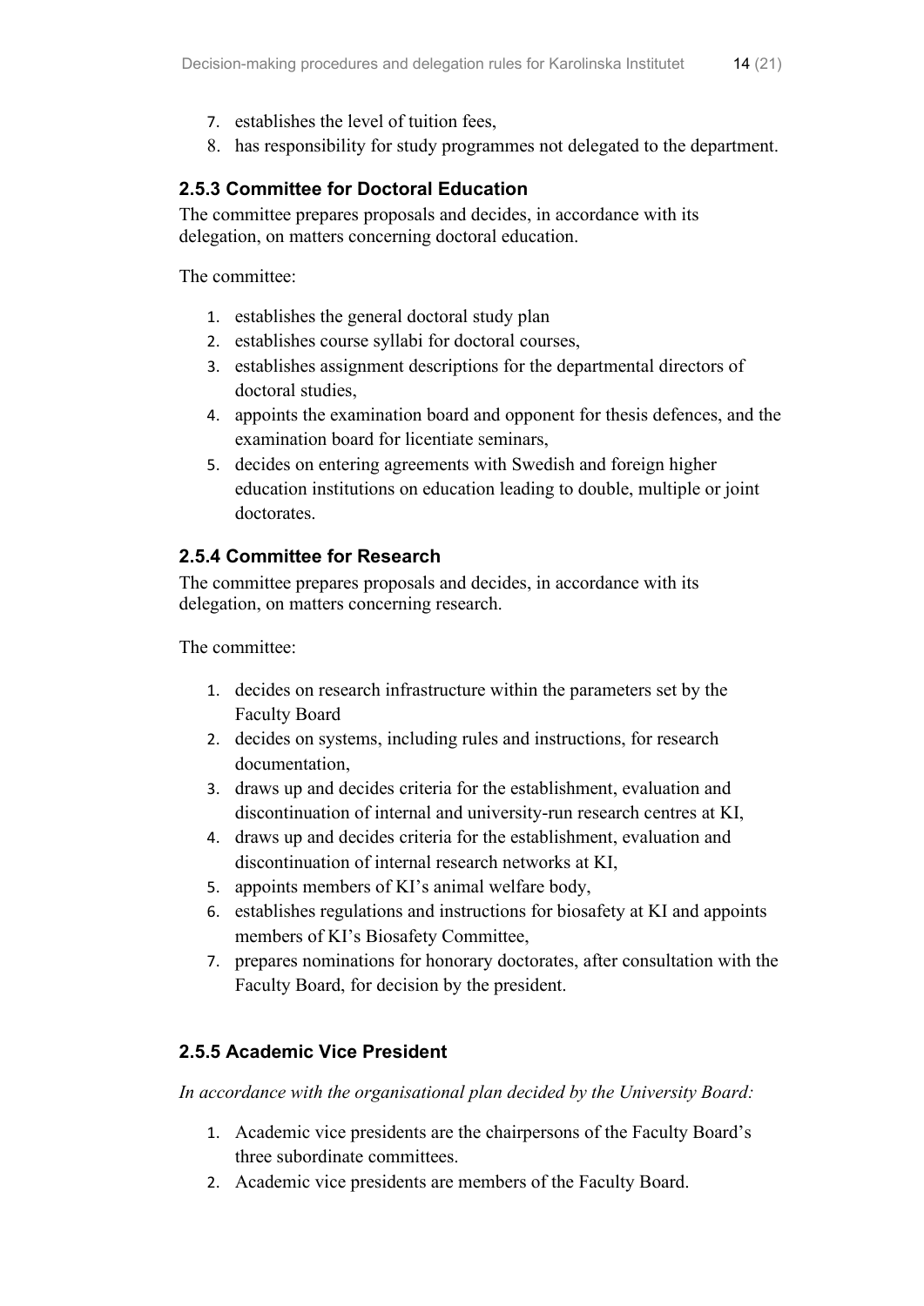7. establishes the level of tuition fees,
8. has responsibility for study programmes not delegated to the department.

### 2.5.3 Committee for Doctoral Education

The committee prepares proposals and decides, in accordance with its delegation, on matters concerning doctoral education.

The committee:

1. establishes the general doctoral study plan
2. establishes course syllabi for doctoral courses,
3. establishes assignment descriptions for the departmental directors of doctoral studies,
4. appoints the examination board and opponent for thesis defences, and the examination board for licentiate seminars,
5. decides on entering agreements with Swedish and foreign higher education institutions on education leading to double, multiple or joint doctorates.

### 2.5.4 Committee for Research

The committee prepares proposals and decides, in accordance with its delegation, on matters concerning research.

The committee:

1. decides on research infrastructure within the parameters set by the Faculty Board
2. decides on systems, including rules and instructions, for research documentation,
3. draws up and decides criteria for the establishment, evaluation and discontinuation of internal and university-run research centres at KI,
4. draws up and decides criteria for the establishment, evaluation and discontinuation of internal research networks at KI,
5. appoints members of KI's animal welfare body,
6. establishes regulations and instructions for biosafety at KI and appoints members of KI's Biosafety Committee,
7. prepares nominations for honorary doctorates, after consultation with the Faculty Board, for decision by the president.

### 2.5.5 Academic Vice President

*In accordance with the organisational plan decided by the University Board:*

1. Academic vice presidents are the chairpersons of the Faculty Board's three subordinate committees.
2. Academic vice presidents are members of the Faculty Board.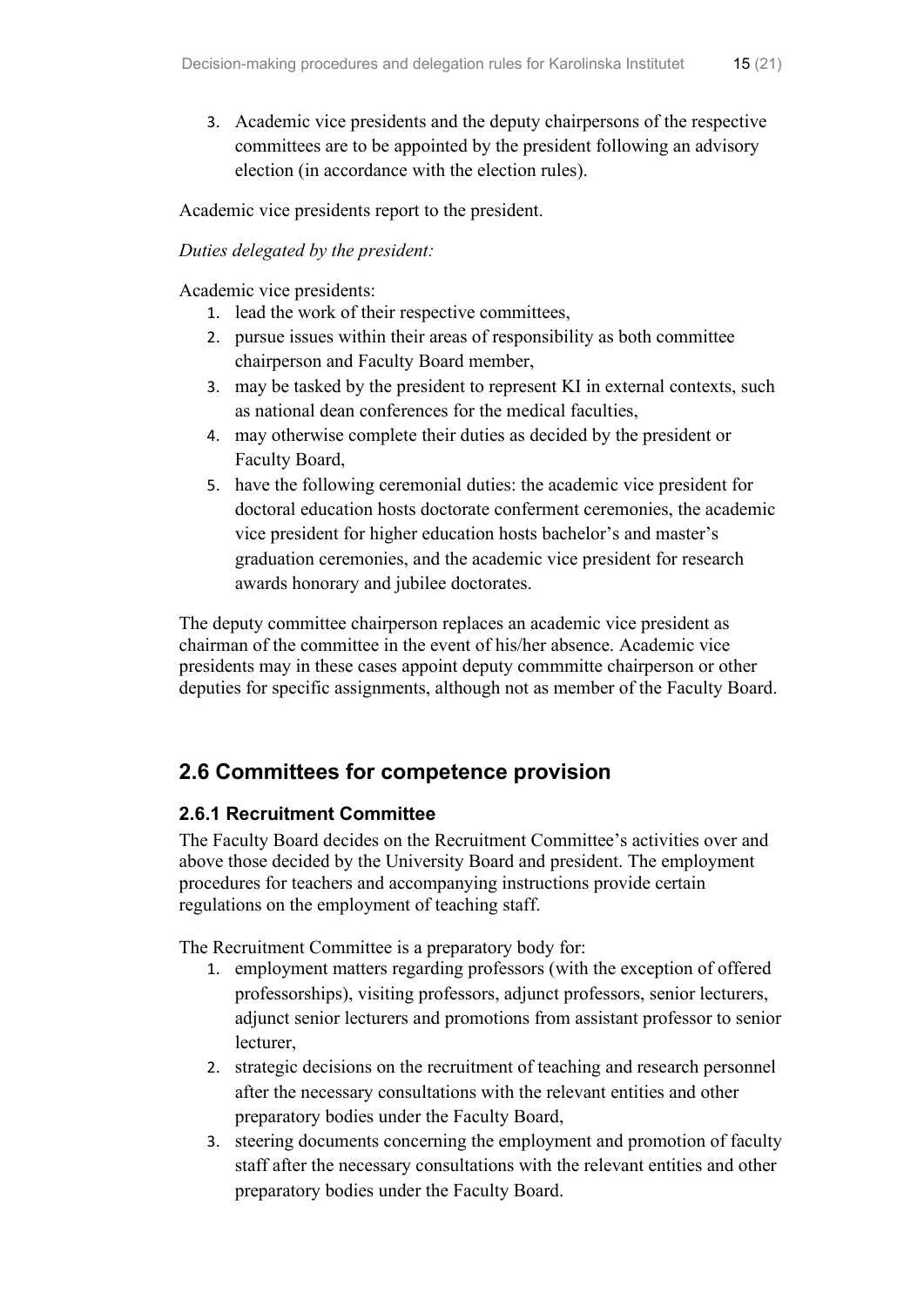3. Academic vice presidents and the deputy chairpersons of the respective committees are to be appointed by the president following an advisory election (in accordance with the election rules).

Academic vice presidents report to the president.

*Duties delegated by the president:*

Academic vice presidents:

1. lead the work of their respective committees,
2. pursue issues within their areas of responsibility as both committee chairperson and Faculty Board member,
3. may be tasked by the president to represent KI in external contexts, such as national dean conferences for the medical faculties,
4. may otherwise complete their duties as decided by the president or Faculty Board,
5. have the following ceremonial duties: the academic vice president for doctoral education hosts doctorate conferment ceremonies, the academic vice president for higher education hosts bachelor's and master's graduation ceremonies, and the academic vice president for research awards honorary and jubilee doctorates.

The deputy committee chairperson replaces an academic vice president as chairman of the committee in the event of his/her absence. Academic vice presidents may in these cases appoint deputy commmitte chairperson or other deputies for specific assignments, although not as member of the Faculty Board.

## 2.6 Committees for competence provision

### 2.6.1 Recruitment Committee

The Faculty Board decides on the Recruitment Committee's activities over and above those decided by the University Board and president. The employment procedures for teachers and accompanying instructions provide certain regulations on the employment of teaching staff.

The Recruitment Committee is a preparatory body for:

1. employment matters regarding professors (with the exception of offered professorships), visiting professors, adjunct professors, senior lecturers, adjunct senior lecturers and promotions from assistant professor to senior lecturer,
2. strategic decisions on the recruitment of teaching and research personnel after the necessary consultations with the relevant entities and other preparatory bodies under the Faculty Board,
3. steering documents concerning the employment and promotion of faculty staff after the necessary consultations with the relevant entities and other preparatory bodies under the Faculty Board.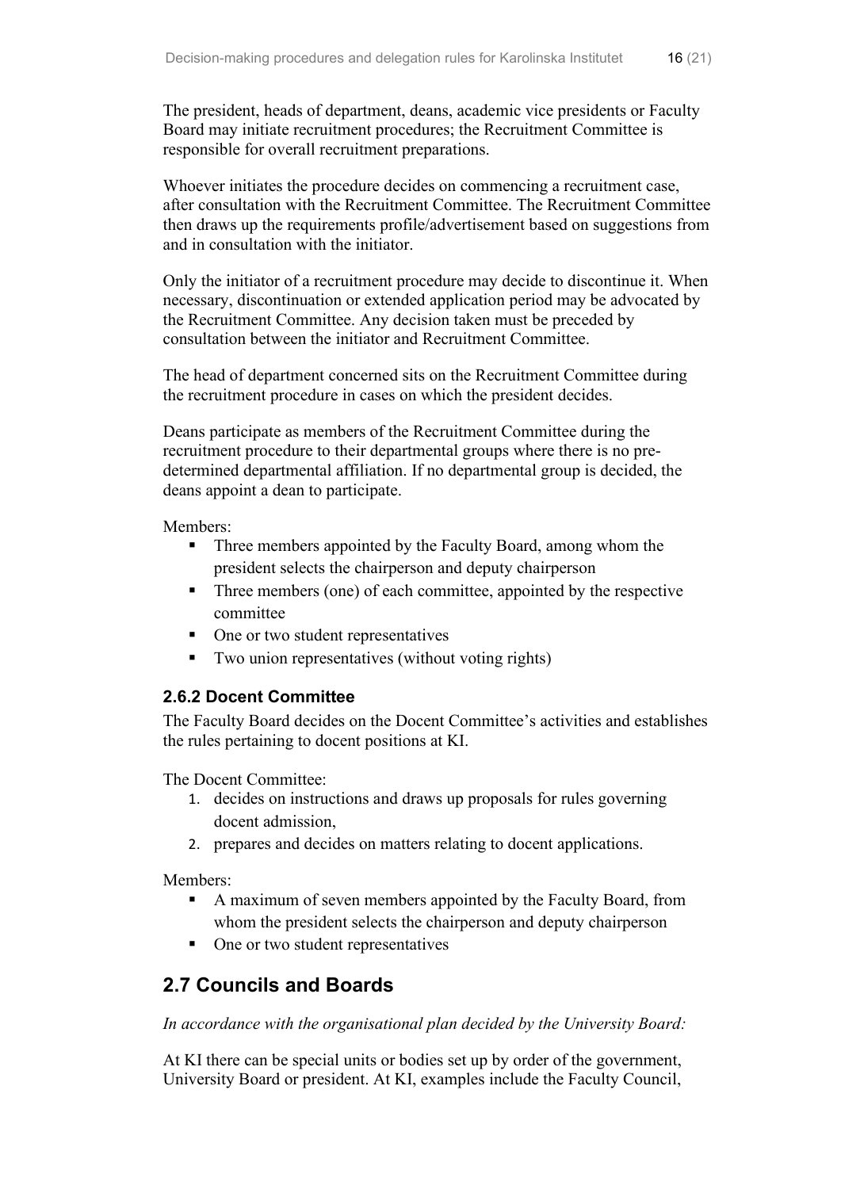The president, heads of department, deans, academic vice presidents or Faculty Board may initiate recruitment procedures; the Recruitment Committee is responsible for overall recruitment preparations.

Whoever initiates the procedure decides on commencing a recruitment case, after consultation with the Recruitment Committee. The Recruitment Committee then draws up the requirements profile/advertisement based on suggestions from and in consultation with the initiator.

Only the initiator of a recruitment procedure may decide to discontinue it. When necessary, discontinuation or extended application period may be advocated by the Recruitment Committee. Any decision taken must be preceded by consultation between the initiator and Recruitment Committee.

The head of department concerned sits on the Recruitment Committee during the recruitment procedure in cases on which the president decides.

Deans participate as members of the Recruitment Committee during the recruitment procedure to their departmental groups where there is no pre-determined departmental affiliation. If no departmental group is decided, the deans appoint a dean to participate.

Members:

- Three members appointed by the Faculty Board, among whom the president selects the chairperson and deputy chairperson
- Three members (one) of each committee, appointed by the respective committee
- One or two student representatives
- Two union representatives (without voting rights)

### 2.6.2 Docent Committee

The Faculty Board decides on the Docent Committee's activities and establishes the rules pertaining to docent positions at KI.

The Docent Committee:

1. decides on instructions and draws up proposals for rules governing docent admission,
2. prepares and decides on matters relating to docent applications.

Members:

- A maximum of seven members appointed by the Faculty Board, from whom the president selects the chairperson and deputy chairperson
- One or two student representatives

## 2.7 Councils and Boards

*In accordance with the organisational plan decided by the University Board:*

At KI there can be special units or bodies set up by order of the government, University Board or president. At KI, examples include the Faculty Council,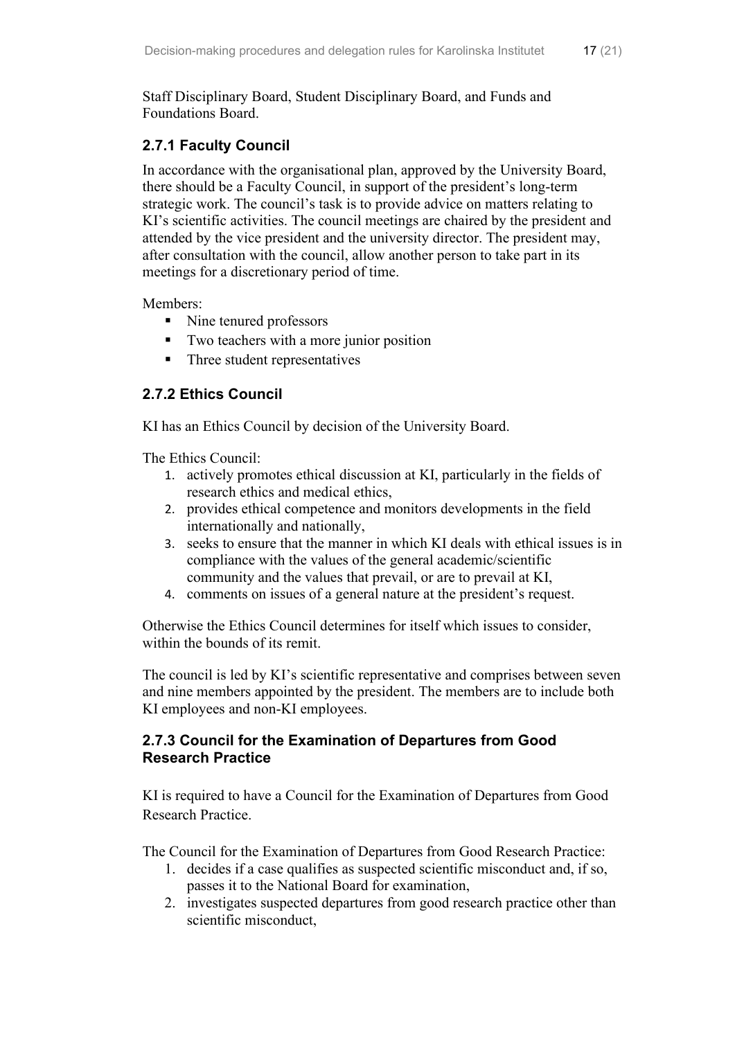Staff Disciplinary Board, Student Disciplinary Board, and Funds and Foundations Board.

### 2.7.1 Faculty Council

In accordance with the organisational plan, approved by the University Board, there should be a Faculty Council, in support of the president's long-term strategic work. The council's task is to provide advice on matters relating to KI's scientific activities. The council meetings are chaired by the president and attended by the vice president and the university director. The president may, after consultation with the council, allow another person to take part in its meetings for a discretionary period of time.

Members:

- Nine tenured professors
- Two teachers with a more junior position
- Three student representatives

### 2.7.2 Ethics Council

KI has an Ethics Council by decision of the University Board.

The Ethics Council:

1. actively promotes ethical discussion at KI, particularly in the fields of research ethics and medical ethics,
2. provides ethical competence and monitors developments in the field internationally and nationally,
3. seeks to ensure that the manner in which KI deals with ethical issues is in compliance with the values of the general academic/scientific community and the values that prevail, or are to prevail at KI,
4. comments on issues of a general nature at the president's request.

Otherwise the Ethics Council determines for itself which issues to consider, within the bounds of its remit.

The council is led by KI's scientific representative and comprises between seven and nine members appointed by the president. The members are to include both KI employees and non-KI employees.

### 2.7.3 Council for the Examination of Departures from Good Research Practice

KI is required to have a Council for the Examination of Departures from Good Research Practice.

The Council for the Examination of Departures from Good Research Practice:

1. decides if a case qualifies as suspected scientific misconduct and, if so, passes it to the National Board for examination,
2. investigates suspected departures from good research practice other than scientific misconduct,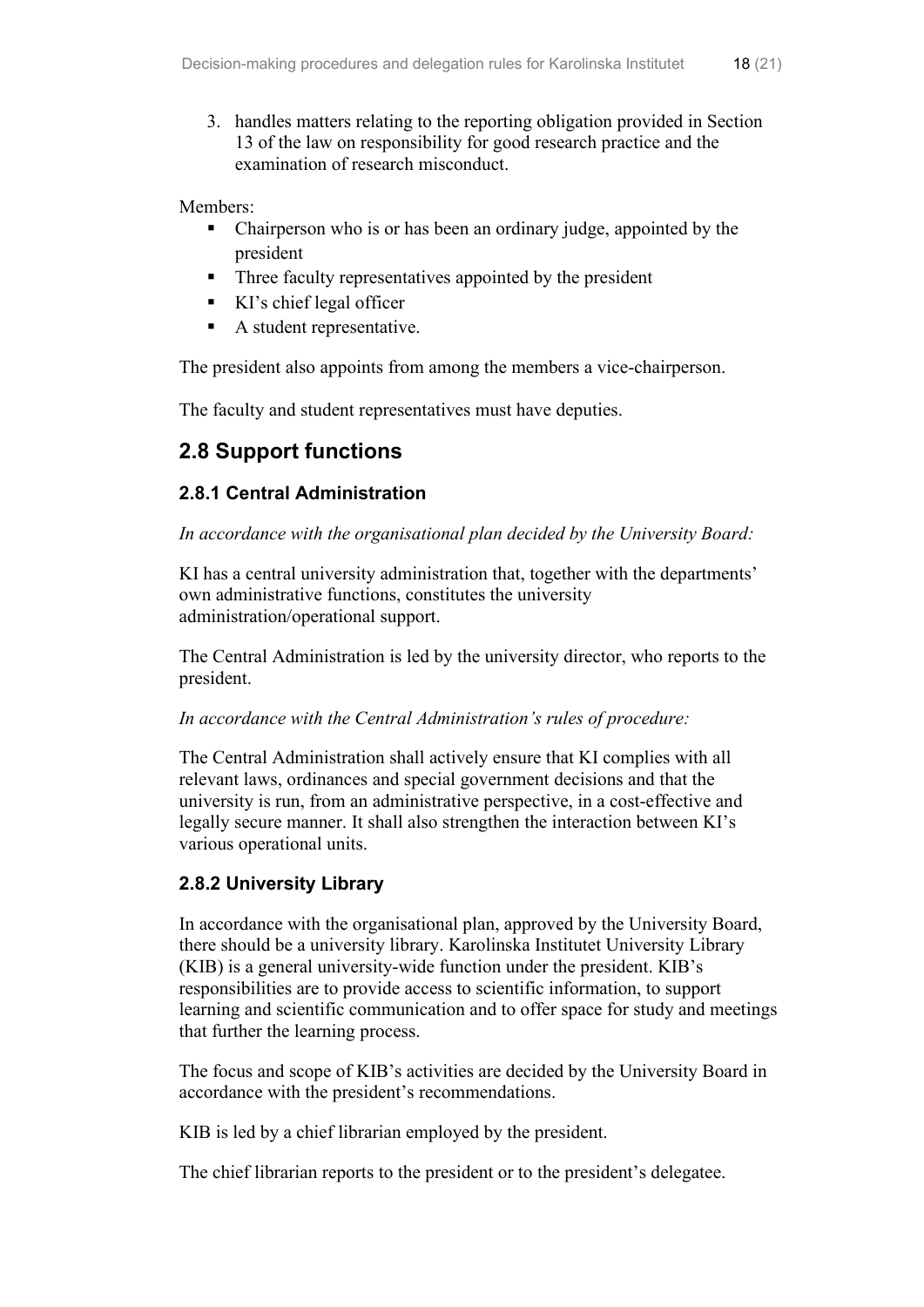3. handles matters relating to the reporting obligation provided in Section 13 of the law on responsibility for good research practice and the examination of research misconduct.

Members:

- Chairperson who is or has been an ordinary judge, appointed by the president
- Three faculty representatives appointed by the president
- KI's chief legal officer
- A student representative.

The president also appoints from among the members a vice-chairperson.

The faculty and student representatives must have deputies.

## 2.8 Support functions

### 2.8.1 Central Administration

*In accordance with the organisational plan decided by the University Board:*

KI has a central university administration that, together with the departments' own administrative functions, constitutes the university administration/operational support.

The Central Administration is led by the university director, who reports to the president.

*In accordance with the Central Administration's rules of procedure:*

The Central Administration shall actively ensure that KI complies with all relevant laws, ordinances and special government decisions and that the university is run, from an administrative perspective, in a cost-effective and legally secure manner. It shall also strengthen the interaction between KI's various operational units.

### 2.8.2 University Library

In accordance with the organisational plan, approved by the University Board, there should be a university library. Karolinska Institutet University Library (KIB) is a general university-wide function under the president. KIB's responsibilities are to provide access to scientific information, to support learning and scientific communication and to offer space for study and meetings that further the learning process.

The focus and scope of KIB's activities are decided by the University Board in accordance with the president's recommendations.

KIB is led by a chief librarian employed by the president.

The chief librarian reports to the president or to the president's delegatee.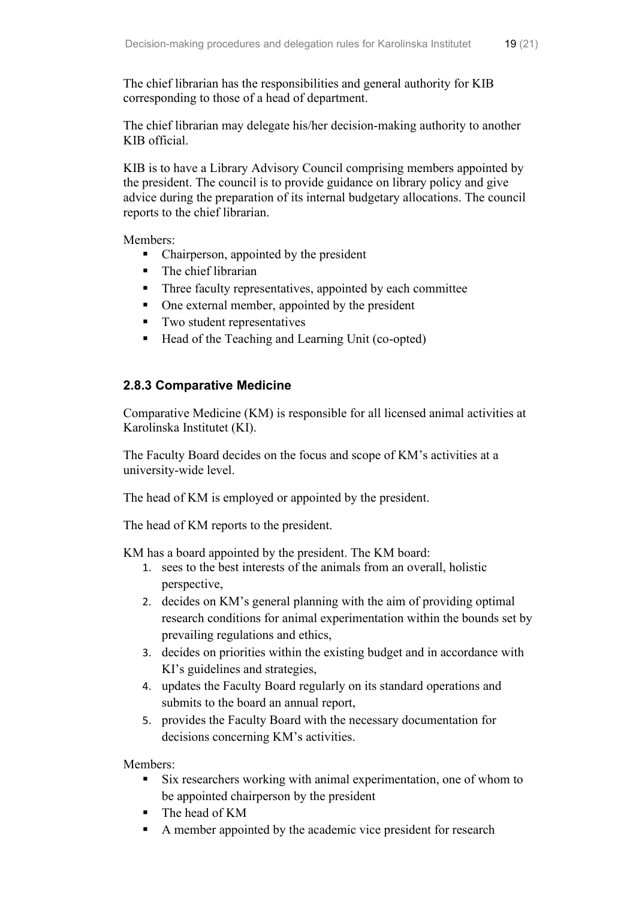The chief librarian has the responsibilities and general authority for KIB corresponding to those of a head of department.

The chief librarian may delegate his/her decision-making authority to another KIB official.

KIB is to have a Library Advisory Council comprising members appointed by the president. The council is to provide guidance on library policy and give advice during the preparation of its internal budgetary allocations. The council reports to the chief librarian.

Members:

- Chairperson, appointed by the president
- The chief librarian
- Three faculty representatives, appointed by each committee
- One external member, appointed by the president
- Two student representatives
- Head of the Teaching and Learning Unit (co-opted)

### 2.8.3 Comparative Medicine

Comparative Medicine (KM) is responsible for all licensed animal activities at Karolinska Institutet (KI).

The Faculty Board decides on the focus and scope of KM's activities at a university-wide level.

The head of KM is employed or appointed by the president.

The head of KM reports to the president.

KM has a board appointed by the president. The KM board:

1. sees to the best interests of the animals from an overall, holistic perspective,
2. decides on KM's general planning with the aim of providing optimal research conditions for animal experimentation within the bounds set by prevailing regulations and ethics,
3. decides on priorities within the existing budget and in accordance with KI's guidelines and strategies,
4. updates the Faculty Board regularly on its standard operations and submits to the board an annual report,
5. provides the Faculty Board with the necessary documentation for decisions concerning KM's activities.

Members:

- Six researchers working with animal experimentation, one of whom to be appointed chairperson by the president
- The head of KM
- A member appointed by the academic vice president for research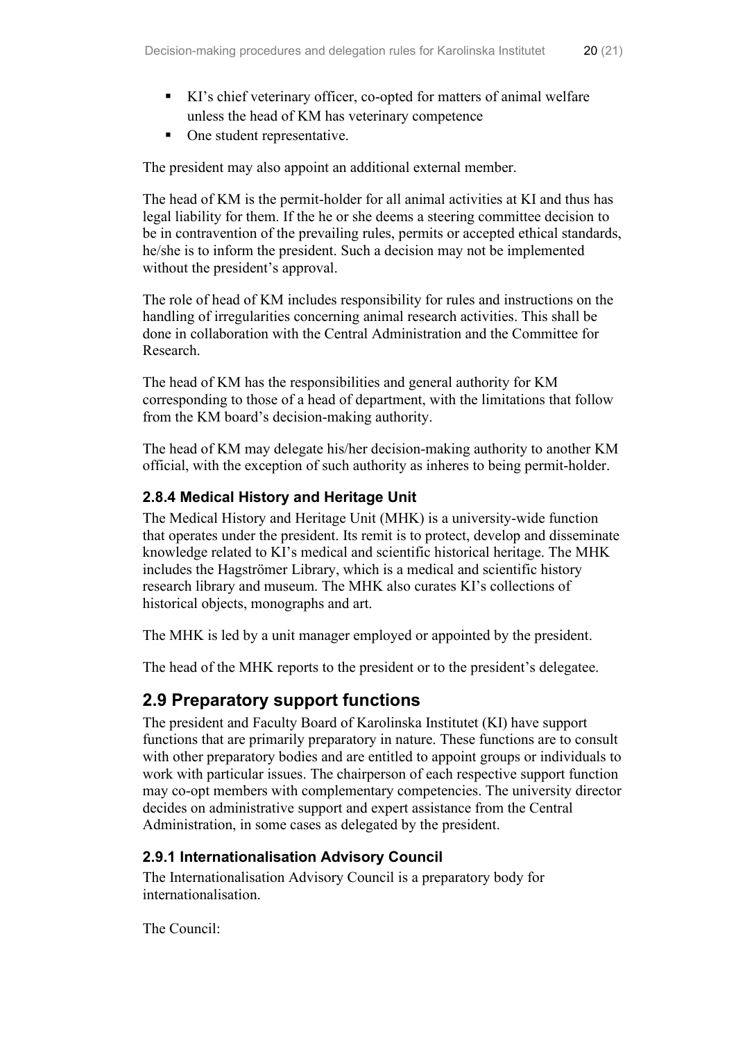- KI's chief veterinary officer, co-opted for matters of animal welfare unless the head of KM has veterinary competence
- One student representative.

The president may also appoint an additional external member.

The head of KM is the permit-holder for all animal activities at KI and thus has legal liability for them. If the he or she deems a steering committee decision to be in contravention of the prevailing rules, permits or accepted ethical standards, he/she is to inform the president. Such a decision may not be implemented without the president's approval.

The role of head of KM includes responsibility for rules and instructions on the handling of irregularities concerning animal research activities. This shall be done in collaboration with the Central Administration and the Committee for Research.

The head of KM has the responsibilities and general authority for KM corresponding to those of a head of department, with the limitations that follow from the KM board's decision-making authority.

The head of KM may delegate his/her decision-making authority to another KM official, with the exception of such authority as inheres to being permit-holder.

### 2.8.4 Medical History and Heritage Unit

The Medical History and Heritage Unit (MHK) is a university-wide function that operates under the president. Its remit is to protect, develop and disseminate knowledge related to KI's medical and scientific historical heritage. The MHK includes the Hagströmer Library, which is a medical and scientific history research library and museum. The MHK also curates KI's collections of historical objects, monographs and art.

The MHK is led by a unit manager employed or appointed by the president.

The head of the MHK reports to the president or to the president's delegatee.

## 2.9 Preparatory support functions

The president and Faculty Board of Karolinska Institutet (KI) have support functions that are primarily preparatory in nature. These functions are to consult with other preparatory bodies and are entitled to appoint groups or individuals to work with particular issues. The chairperson of each respective support function may co-opt members with complementary competencies. The university director decides on administrative support and expert assistance from the Central Administration, in some cases as delegated by the president.

### 2.9.1 Internationalisation Advisory Council

The Internationalisation Advisory Council is a preparatory body for internationalisation.

The Council: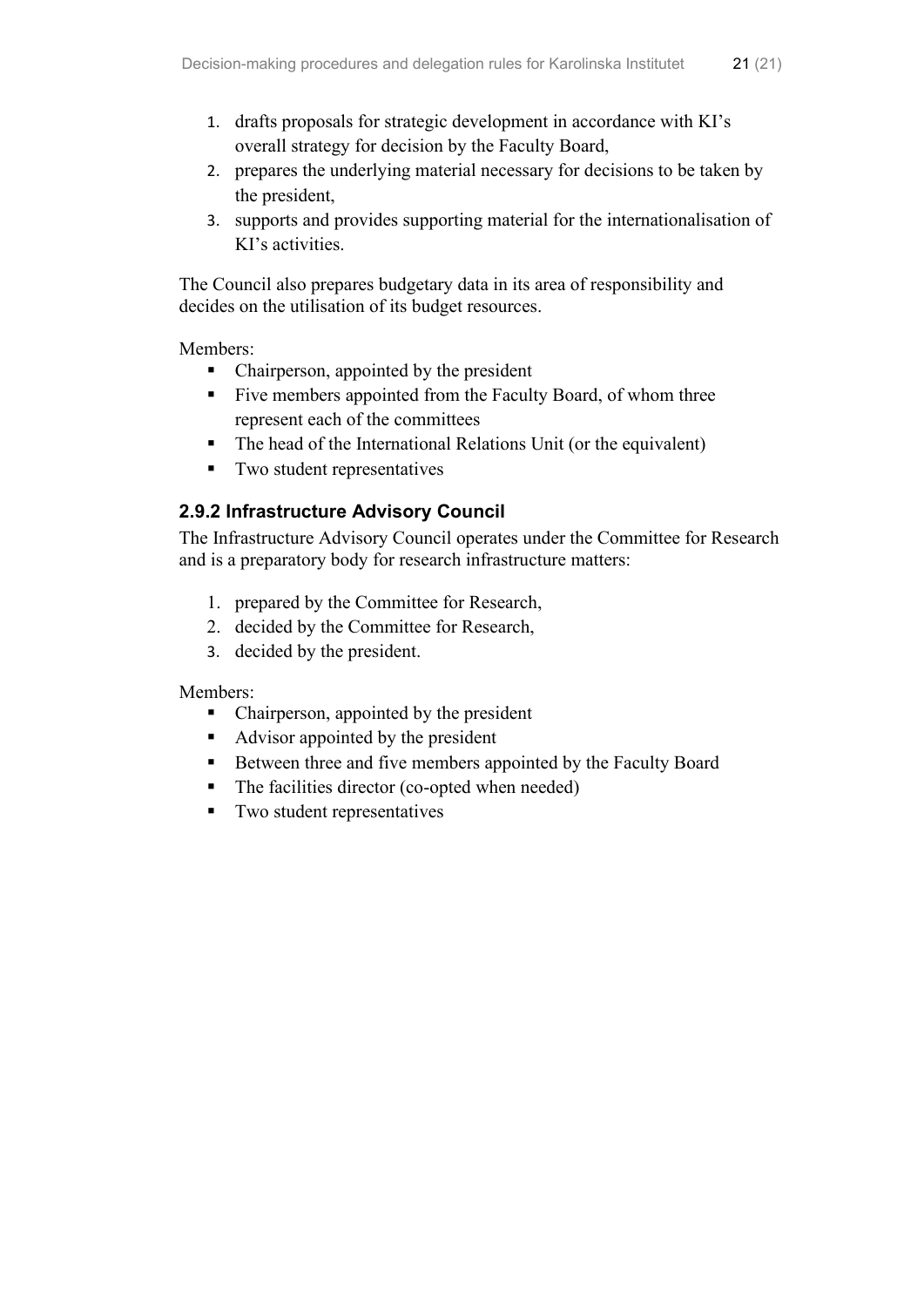1. drafts proposals for strategic development in accordance with KI's overall strategy for decision by the Faculty Board,
2. prepares the underlying material necessary for decisions to be taken by the president,
3. supports and provides supporting material for the internationalisation of KI's activities.

The Council also prepares budgetary data in its area of responsibility and decides on the utilisation of its budget resources.

Members:

- Chairperson, appointed by the president
- Five members appointed from the Faculty Board, of whom three represent each of the committees
- The head of the International Relations Unit (or the equivalent)
- Two student representatives

### 2.9.2 Infrastructure Advisory Council

The Infrastructure Advisory Council operates under the Committee for Research and is a preparatory body for research infrastructure matters:

1. prepared by the Committee for Research,
2. decided by the Committee for Research,
3. decided by the president.

Members:

- Chairperson, appointed by the president
- Advisor appointed by the president
- Between three and five members appointed by the Faculty Board
- The facilities director (co-opted when needed)
- Two student representatives